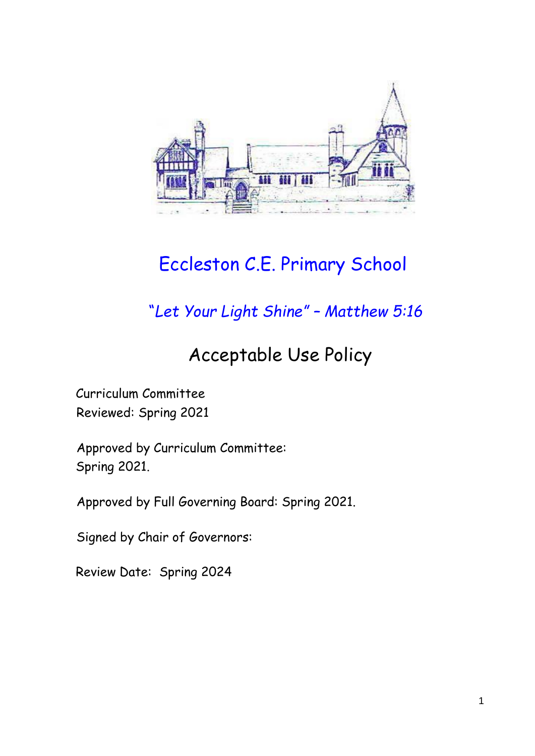# Eccleston C.E. Primary School

*"Let Your Light Shine" – Matthew 5:16*

## Acceptable Use Policy

Curriculum Committee
Reviewed: Spring 2021

Approved by Curriculum Committee:
Spring 2021.

Approved by Full Governing Board: Spring 2021.

Signed by Chair of Governors:

Review Date: Spring 2024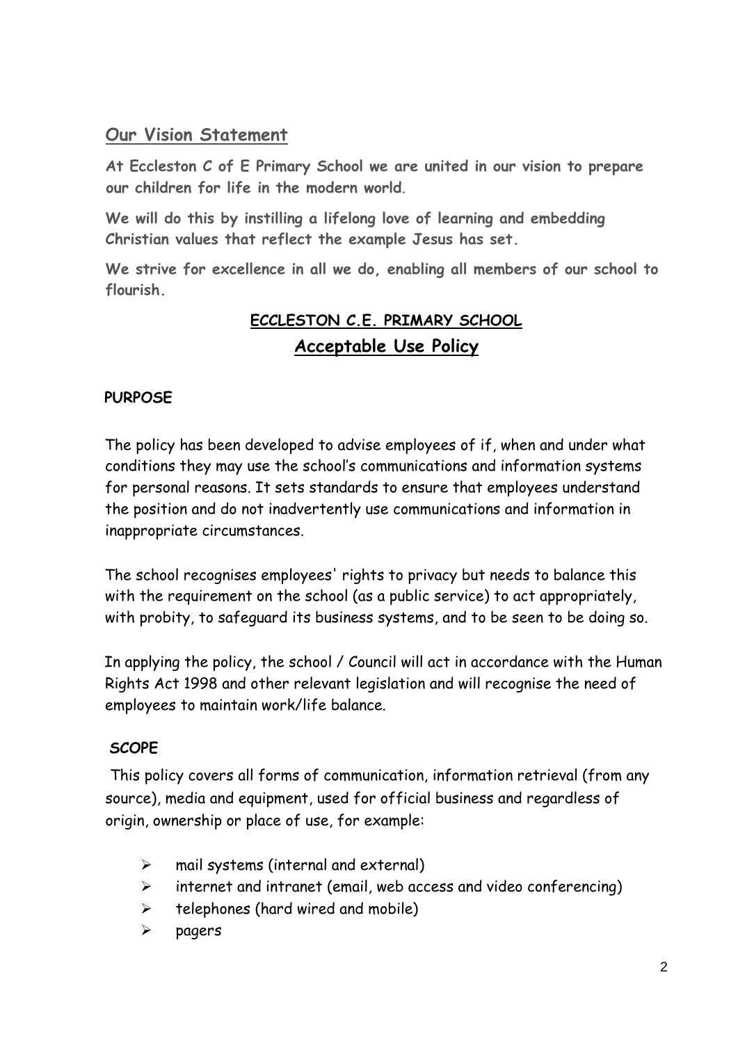## Our Vision Statement

**At Eccleston C of E Primary School we are united in our vision to prepare our children for life in the modern world**.

**We will do this by instilling a lifelong love of learning and embedding Christian values that reflect the example Jesus has set.**

**We strive for excellence in all we do, enabling all members of our school to flourish.**

# ECCLESTON C.E. PRIMARY SCHOOL

# Acceptable Use Policy

### PURPOSE

The policy has been developed to advise employees of if, when and under what conditions they may use the school's communications and information systems for personal reasons. It sets standards to ensure that employees understand the position and do not inadvertently use communications and information in inappropriate circumstances.

The school recognises employees' rights to privacy but needs to balance this with the requirement on the school (as a public service) to act appropriately, with probity, to safeguard its business systems, and to be seen to be doing so.

In applying the policy, the school / Council will act in accordance with the Human Rights Act 1998 and other relevant legislation and will recognise the need of employees to maintain work/life balance.

### SCOPE

This policy covers all forms of communication, information retrieval (from any source), media and equipment, used for official business and regardless of origin, ownership or place of use, for example:

- mail systems (internal and external)
- internet and intranet (email, web access and video conferencing)
- telephones (hard wired and mobile)
- pagers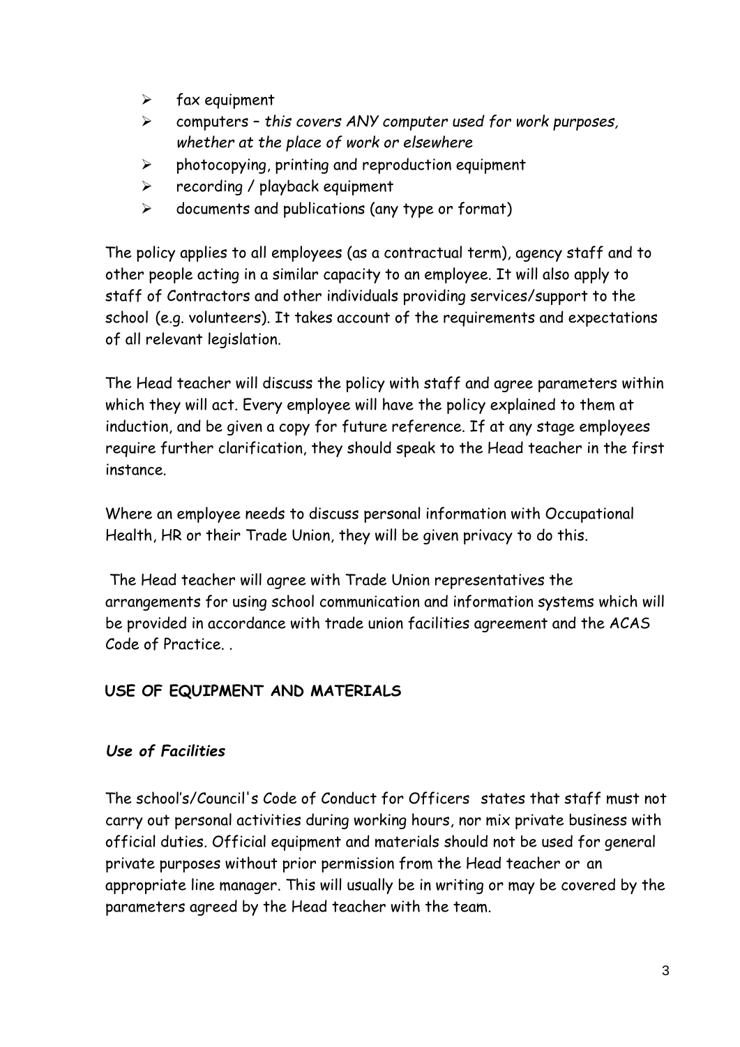- fax equipment
- computers – *this covers ANY computer used for work purposes, whether at the place of work or elsewhere*
- photocopying, printing and reproduction equipment
- recording / playback equipment
- documents and publications (any type or format)

The policy applies to all employees (as a contractual term), agency staff and to other people acting in a similar capacity to an employee. It will also apply to staff of Contractors and other individuals providing services/support to the school (e.g. volunteers). It takes account of the requirements and expectations of all relevant legislation.

The Head teacher will discuss the policy with staff and agree parameters within which they will act. Every employee will have the policy explained to them at induction, and be given a copy for future reference. If at any stage employees require further clarification, they should speak to the Head teacher in the first instance.

Where an employee needs to discuss personal information with Occupational Health, HR or their Trade Union, they will be given privacy to do this.

The Head teacher will agree with Trade Union representatives the arrangements for using school communication and information systems which will be provided in accordance with trade union facilities agreement and the ACAS Code of Practice. .

## USE OF EQUIPMENT AND MATERIALS

### *Use of Facilities*

The school's/Council's Code of Conduct for Officers states that staff must not carry out personal activities during working hours, nor mix private business with official duties. Official equipment and materials should not be used for general private purposes without prior permission from the Head teacher or an appropriate line manager. This will usually be in writing or may be covered by the parameters agreed by the Head teacher with the team.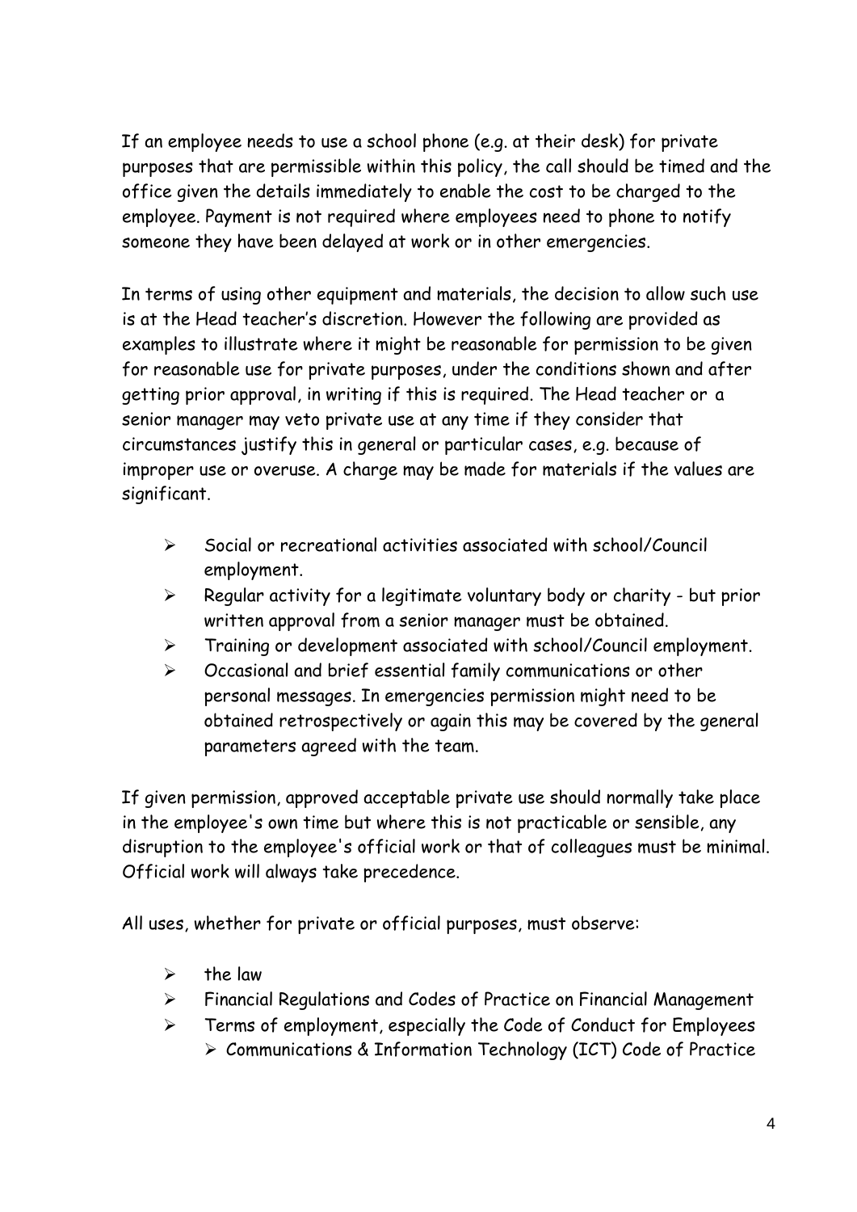If an employee needs to use a school phone (e.g. at their desk) for private purposes that are permissible within this policy, the call should be timed and the office given the details immediately to enable the cost to be charged to the employee. Payment is not required where employees need to phone to notify someone they have been delayed at work or in other emergencies.

In terms of using other equipment and materials, the decision to allow such use is at the Head teacher's discretion. However the following are provided as examples to illustrate where it might be reasonable for permission to be given for reasonable use for private purposes, under the conditions shown and after getting prior approval, in writing if this is required. The Head teacher or a senior manager may veto private use at any time if they consider that circumstances justify this in general or particular cases, e.g. because of improper use or overuse. A charge may be made for materials if the values are significant.

- Social or recreational activities associated with school/Council employment.
- Regular activity for a legitimate voluntary body or charity - but prior written approval from a senior manager must be obtained.
- Training or development associated with school/Council employment.
- Occasional and brief essential family communications or other personal messages. In emergencies permission might need to be obtained retrospectively or again this may be covered by the general parameters agreed with the team.

If given permission, approved acceptable private use should normally take place in the employee's own time but where this is not practicable or sensible, any disruption to the employee's official work or that of colleagues must be minimal. Official work will always take precedence.

All uses, whether for private or official purposes, must observe:

- the law
- Financial Regulations and Codes of Practice on Financial Management
- Terms of employment, especially the Code of Conduct for Employees
  - Communications & Information Technology (ICT) Code of Practice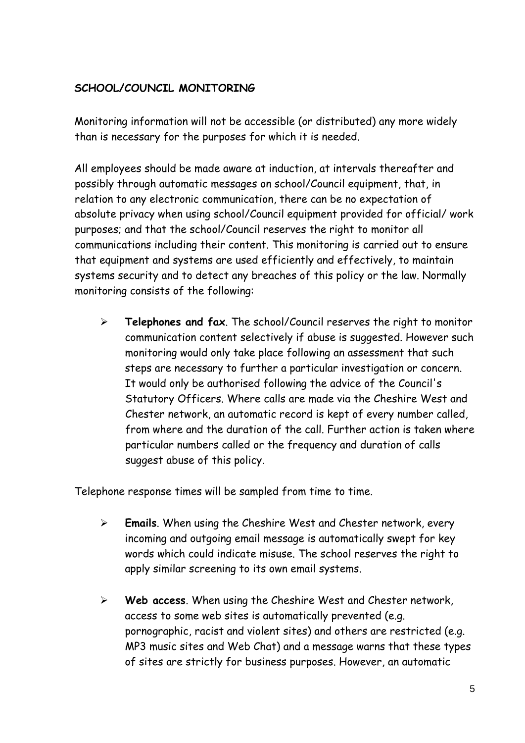**SCHOOL/COUNCIL MONITORING**

Monitoring information will not be accessible (or distributed) any more widely than is necessary for the purposes for which it is needed.

All employees should be made aware at induction, at intervals thereafter and possibly through automatic messages on school/Council equipment, that, in relation to any electronic communication, there can be no expectation of absolute privacy when using school/Council equipment provided for official/ work purposes; and that the school/Council reserves the right to monitor all communications including their content. This monitoring is carried out to ensure that equipment and systems are used efficiently and effectively, to maintain systems security and to detect any breaches of this policy or the law. Normally monitoring consists of the following:

- **Telephones and fax**. The school/Council reserves the right to monitor communication content selectively if abuse is suggested. However such monitoring would only take place following an assessment that such steps are necessary to further a particular investigation or concern. It would only be authorised following the advice of the Council's Statutory Officers. Where calls are made via the Cheshire West and Chester network, an automatic record is kept of every number called, from where and the duration of the call. Further action is taken where particular numbers called or the frequency and duration of calls suggest abuse of this policy.

Telephone response times will be sampled from time to time.

- **Emails**. When using the Cheshire West and Chester network, every incoming and outgoing email message is automatically swept for key words which could indicate misuse. The school reserves the right to apply similar screening to its own email systems.

- **Web access**. When using the Cheshire West and Chester network, access to some web sites is automatically prevented (e.g. pornographic, racist and violent sites) and others are restricted (e.g. MP3 music sites and Web Chat) and a message warns that these types of sites are strictly for business purposes. However, an automatic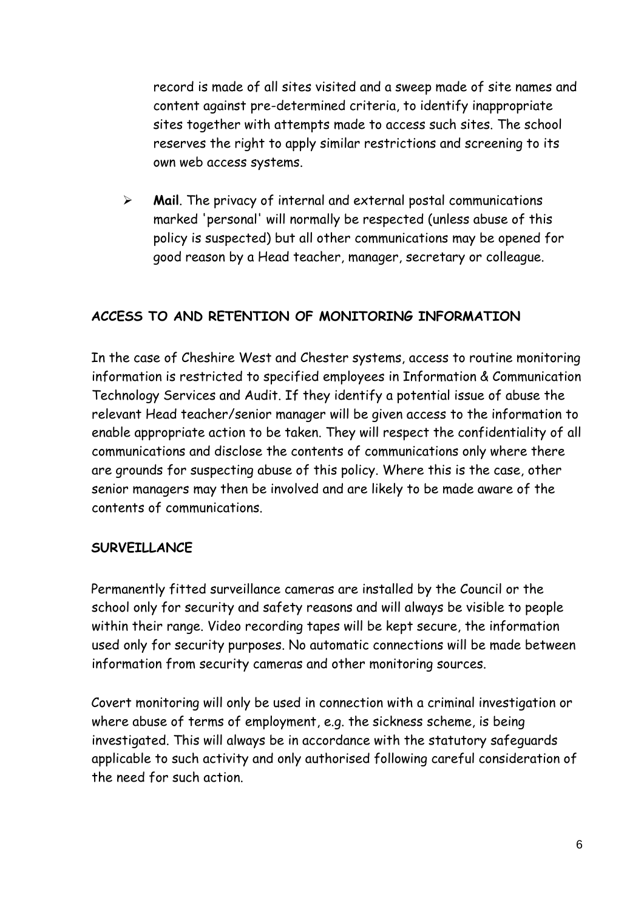record is made of all sites visited and a sweep made of site names and content against pre-determined criteria, to identify inappropriate sites together with attempts made to access such sites. The school reserves the right to apply similar restrictions and screening to its own web access systems.

- **Mail**. The privacy of internal and external postal communications marked 'personal' will normally be respected (unless abuse of this policy is suspected) but all other communications may be opened for good reason by a Head teacher, manager, secretary or colleague.

## ACCESS TO AND RETENTION OF MONITORING INFORMATION

In the case of Cheshire West and Chester systems, access to routine monitoring information is restricted to specified employees in Information & Communication Technology Services and Audit. If they identify a potential issue of abuse the relevant Head teacher/senior manager will be given access to the information to enable appropriate action to be taken. They will respect the confidentiality of all communications and disclose the contents of communications only where there are grounds for suspecting abuse of this policy. Where this is the case, other senior managers may then be involved and are likely to be made aware of the contents of communications.

## SURVEILLANCE

Permanently fitted surveillance cameras are installed by the Council or the school only for security and safety reasons and will always be visible to people within their range. Video recording tapes will be kept secure, the information used only for security purposes. No automatic connections will be made between information from security cameras and other monitoring sources.

Covert monitoring will only be used in connection with a criminal investigation or where abuse of terms of employment, e.g. the sickness scheme, is being investigated. This will always be in accordance with the statutory safeguards applicable to such activity and only authorised following careful consideration of the need for such action.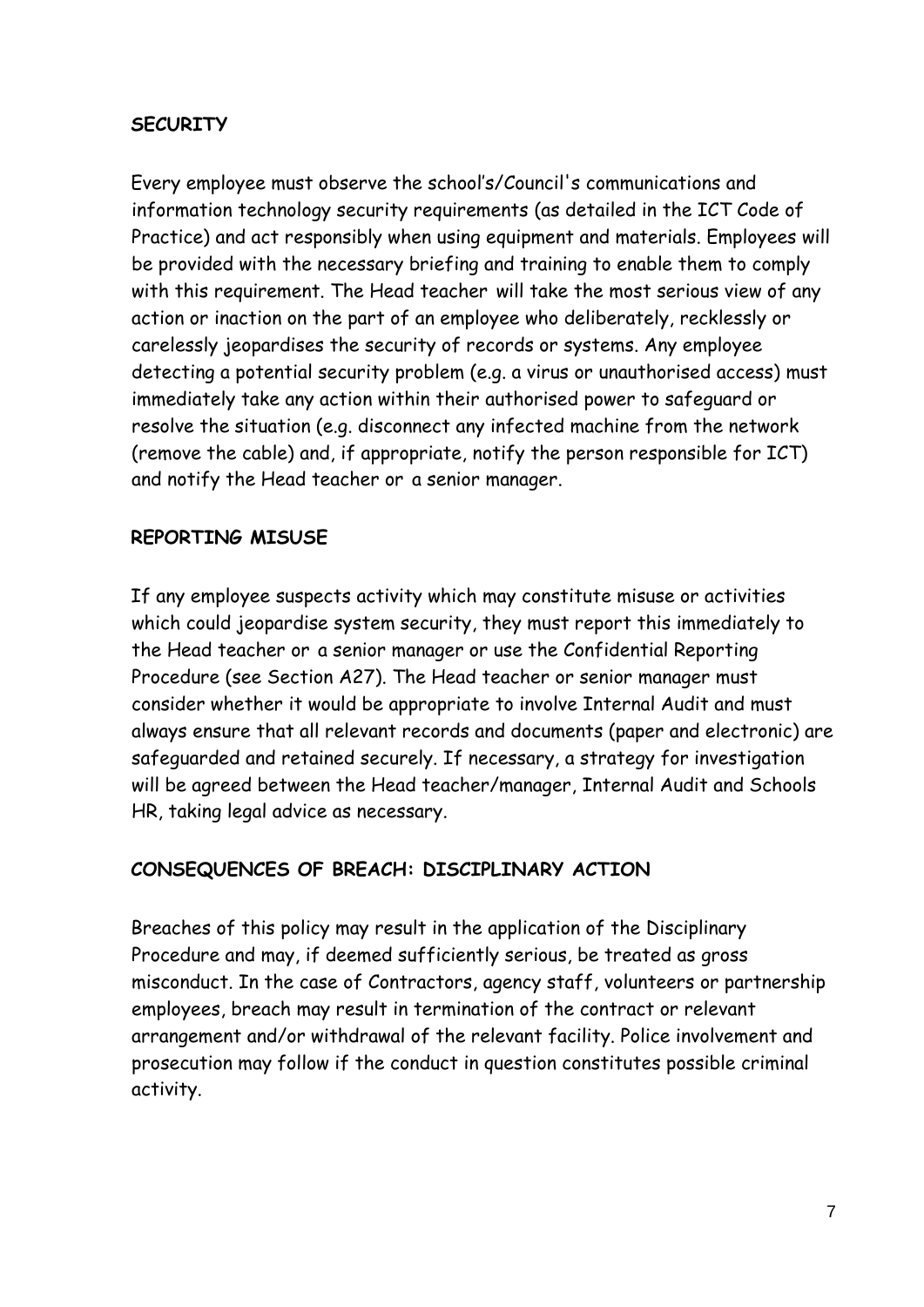## SECURITY

Every employee must observe the school's/Council's communications and information technology security requirements (as detailed in the ICT Code of Practice) and act responsibly when using equipment and materials. Employees will be provided with the necessary briefing and training to enable them to comply with this requirement. The Head teacher will take the most serious view of any action or inaction on the part of an employee who deliberately, recklessly or carelessly jeopardises the security of records or systems. Any employee detecting a potential security problem (e.g. a virus or unauthorised access) must immediately take any action within their authorised power to safeguard or resolve the situation (e.g. disconnect any infected machine from the network (remove the cable) and, if appropriate, notify the person responsible for ICT) and notify the Head teacher or a senior manager.

## REPORTING MISUSE

If any employee suspects activity which may constitute misuse or activities which could jeopardise system security, they must report this immediately to the Head teacher or a senior manager or use the Confidential Reporting Procedure (see Section A27). The Head teacher or senior manager must consider whether it would be appropriate to involve Internal Audit and must always ensure that all relevant records and documents (paper and electronic) are safeguarded and retained securely. If necessary, a strategy for investigation will be agreed between the Head teacher/manager, Internal Audit and Schools HR, taking legal advice as necessary.

## CONSEQUENCES OF BREACH: DISCIPLINARY ACTION

Breaches of this policy may result in the application of the Disciplinary Procedure and may, if deemed sufficiently serious, be treated as gross misconduct. In the case of Contractors, agency staff, volunteers or partnership employees, breach may result in termination of the contract or relevant arrangement and/or withdrawal of the relevant facility. Police involvement and prosecution may follow if the conduct in question constitutes possible criminal activity.